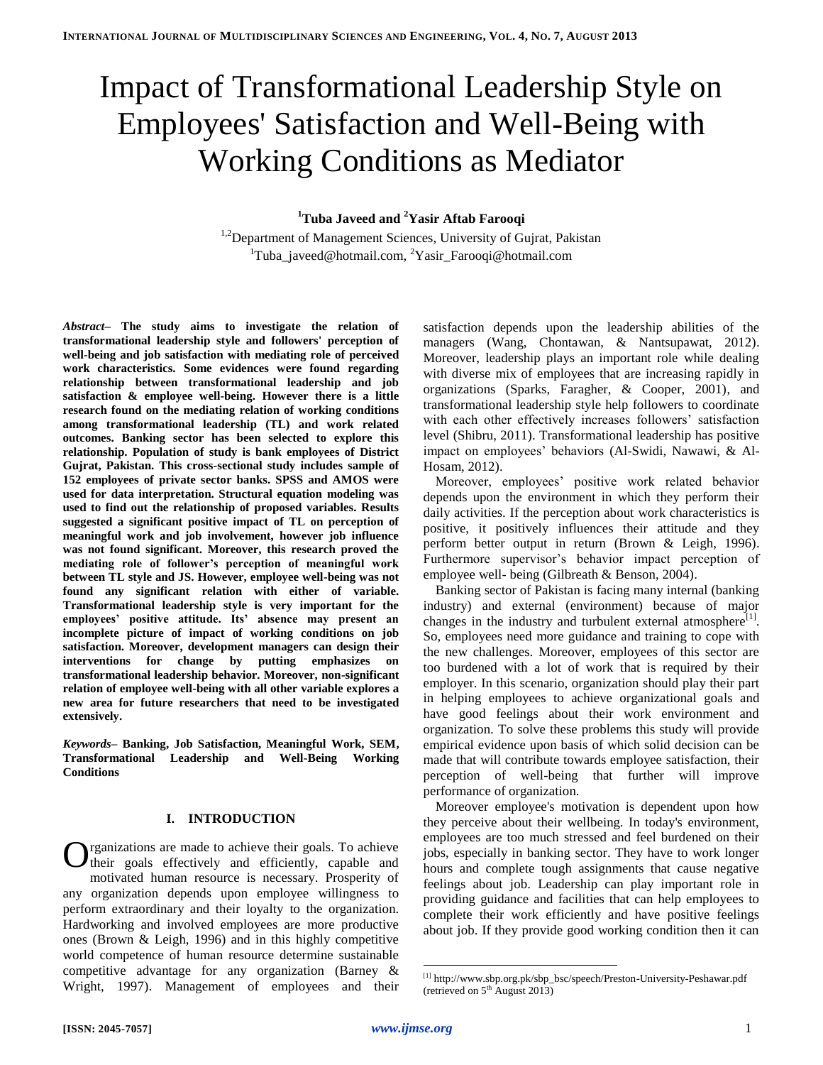# Impact of Transformational Leadership Style on Employees' Satisfaction and Well-Being with Working Conditions as Mediator

**[1]Tuba Javeed and [2]Yasir Aftab Farooqi**

[1,2]Department of Management Sciences, University of Gujrat, Pakistan
[1]Tuba_javeed@hotmail.com, [2]Yasir_Farooqi@hotmail.com

***Abstract*– The study aims to investigate the relation of transformational leadership style and followers' perception of well-being and job satisfaction with mediating role of perceived work characteristics. Some evidences were found regarding relationship between transformational leadership and job satisfaction & employee well-being. However there is a little research found on the mediating relation of working conditions among transformational leadership (TL) and work related outcomes. Banking sector has been selected to explore this relationship. Population of study is bank employees of District Gujrat, Pakistan. This cross-sectional study includes sample of 152 employees of private sector banks. SPSS and AMOS were used for data interpretation. Structural equation modeling was used to find out the relationship of proposed variables. Results suggested a significant positive impact of TL on perception of meaningful work and job involvement, however job influence was not found significant. Moreover, this research proved the mediating role of follower's perception of meaningful work between TL style and JS. However, employee well-being was not found any significant relation with either of variable. Transformational leadership style is very important for the employees' positive attitude. Its' absence may present an incomplete picture of impact of working conditions on job satisfaction. Moreover, development managers can design their interventions for change by putting emphasizes on transformational leadership behavior. Moreover, non-significant relation of employee well-being with all other variable explores a new area for future researchers that need to be investigated extensively.**

***Keywords*– Banking, Job Satisfaction, Meaningful Work, SEM, Transformational Leadership and Well-Being Working Conditions**

## I. INTRODUCTION

Organizations are made to achieve their goals. To achieve their goals effectively and efficiently, capable and motivated human resource is necessary. Prosperity of any organization depends upon employee willingness to perform extraordinary and their loyalty to the organization. Hardworking and involved employees are more productive ones (Brown & Leigh, 1996) and in this highly competitive world competence of human resource determine sustainable competitive advantage for any organization (Barney & Wright, 1997). Management of employees and their satisfaction depends upon the leadership abilities of the managers (Wang, Chontawan, & Nantsupawat, 2012). Moreover, leadership plays an important role while dealing with diverse mix of employees that are increasing rapidly in organizations (Sparks, Faragher, & Cooper, 2001), and transformational leadership style help followers to coordinate with each other effectively increases followers' satisfaction level (Shibru, 2011). Transformational leadership has positive impact on employees' behaviors (Al-Swidi, Nawawi, & Al-Hosam, 2012).

Moreover, employees' positive work related behavior depends upon the environment in which they perform their daily activities. If the perception about work characteristics is positive, it positively influences their attitude and they perform better output in return (Brown & Leigh, 1996). Furthermore supervisor's behavior impact perception of employee well- being (Gilbreath & Benson, 2004).

Banking sector of Pakistan is facing many internal (banking industry) and external (environment) because of major changes in the industry and turbulent external atmosphere[1]. So, employees need more guidance and training to cope with the new challenges. Moreover, employees of this sector are too burdened with a lot of work that is required by their employer. In this scenario, organization should play their part in helping employees to achieve organizational goals and have good feelings about their work environment and organization. To solve these problems this study will provide empirical evidence upon basis of which solid decision can be made that will contribute towards employee satisfaction, their perception of well-being that further will improve performance of organization.

Moreover employee's motivation is dependent upon how they perceive about their wellbeing. In today's environment, employees are too much stressed and feel burdened on their jobs, especially in banking sector. They have to work longer hours and complete tough assignments that cause negative feelings about job. Leadership can play important role in providing guidance and facilities that can help employees to complete their work efficiently and have positive feelings about job. If they provide good working condition then it can

[1] http://www.sbp.org.pk/sbp_bsc/speech/Preston-University-Peshawar.pdf (retrieved on 5th August 2013)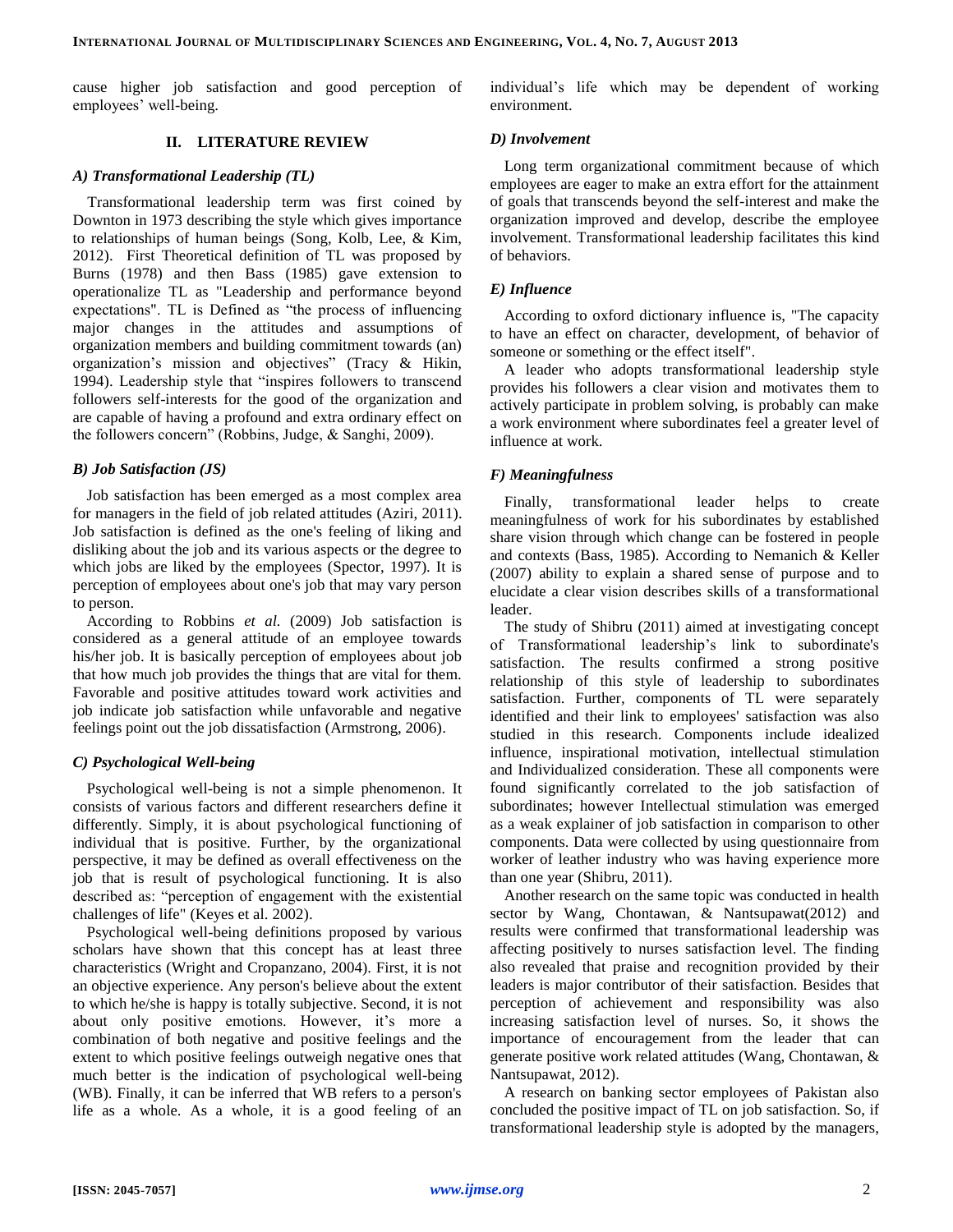cause higher job satisfaction and good perception of employees' well-being.

## II. LITERATURE REVIEW

### *A) Transformational Leadership (TL)*

Transformational leadership term was first coined by Downton in 1973 describing the style which gives importance to relationships of human beings (Song, Kolb, Lee, & Kim, 2012). First Theoretical definition of TL was proposed by Burns (1978) and then Bass (1985) gave extension to operationalize TL as "Leadership and performance beyond expectations". TL is Defined as "the process of influencing major changes in the attitudes and assumptions of organization members and building commitment towards (an) organization's mission and objectives" (Tracy & Hikin, 1994). Leadership style that "inspires followers to transcend followers self-interests for the good of the organization and are capable of having a profound and extra ordinary effect on the followers concern" (Robbins, Judge, & Sanghi, 2009).

### *B) Job Satisfaction (JS)*

Job satisfaction has been emerged as a most complex area for managers in the field of job related attitudes (Aziri, 2011). Job satisfaction is defined as the one's feeling of liking and disliking about the job and its various aspects or the degree to which jobs are liked by the employees (Spector, 1997). It is perception of employees about one's job that may vary person to person.

According to Robbins *et al.* (2009) Job satisfaction is considered as a general attitude of an employee towards his/her job. It is basically perception of employees about job that how much job provides the things that are vital for them. Favorable and positive attitudes toward work activities and job indicate job satisfaction while unfavorable and negative feelings point out the job dissatisfaction (Armstrong, 2006).

### *C) Psychological Well-being*

Psychological well-being is not a simple phenomenon. It consists of various factors and different researchers define it differently. Simply, it is about psychological functioning of individual that is positive. Further, by the organizational perspective, it may be defined as overall effectiveness on the job that is result of psychological functioning. It is also described as: "perception of engagement with the existential challenges of life" (Keyes et al. 2002).

Psychological well-being definitions proposed by various scholars have shown that this concept has at least three characteristics (Wright and Cropanzano, 2004). First, it is not an objective experience. Any person's believe about the extent to which he/she is happy is totally subjective. Second, it is not about only positive emotions. However, it's more a combination of both negative and positive feelings and the extent to which positive feelings outweigh negative ones that much better is the indication of psychological well-being (WB). Finally, it can be inferred that WB refers to a person's life as a whole. As a whole, it is a good feeling of an individual's life which may be dependent of working environment.

### *D) Involvement*

Long term organizational commitment because of which employees are eager to make an extra effort for the attainment of goals that transcends beyond the self-interest and make the organization improved and develop, describe the employee involvement. Transformational leadership facilitates this kind of behaviors.

### *E) Influence*

According to oxford dictionary influence is, "The capacity to have an effect on character, development, of behavior of someone or something or the effect itself".

A leader who adopts transformational leadership style provides his followers a clear vision and motivates them to actively participate in problem solving, is probably can make a work environment where subordinates feel a greater level of influence at work.

### *F) Meaningfulness*

Finally, transformational leader helps to create meaningfulness of work for his subordinates by established share vision through which change can be fostered in people and contexts (Bass, 1985). According to Nemanich & Keller (2007) ability to explain a shared sense of purpose and to elucidate a clear vision describes skills of a transformational leader.

The study of Shibru (2011) aimed at investigating concept of Transformational leadership's link to subordinate's satisfaction. The results confirmed a strong positive relationship of this style of leadership to subordinates satisfaction. Further, components of TL were separately identified and their link to employees' satisfaction was also studied in this research. Components include idealized influence, inspirational motivation, intellectual stimulation and Individualized consideration. These all components were found significantly correlated to the job satisfaction of subordinates; however Intellectual stimulation was emerged as a weak explainer of job satisfaction in comparison to other components. Data were collected by using questionnaire from worker of leather industry who was having experience more than one year (Shibru, 2011).

Another research on the same topic was conducted in health sector by Wang, Chontawan, & Nantsupawat(2012) and results were confirmed that transformational leadership was affecting positively to nurses satisfaction level. The finding also revealed that praise and recognition provided by their leaders is major contributor of their satisfaction. Besides that perception of achievement and responsibility was also increasing satisfaction level of nurses. So, it shows the importance of encouragement from the leader that can generate positive work related attitudes (Wang, Chontawan, & Nantsupawat, 2012).

A research on banking sector employees of Pakistan also concluded the positive impact of TL on job satisfaction. So, if transformational leadership style is adopted by the managers,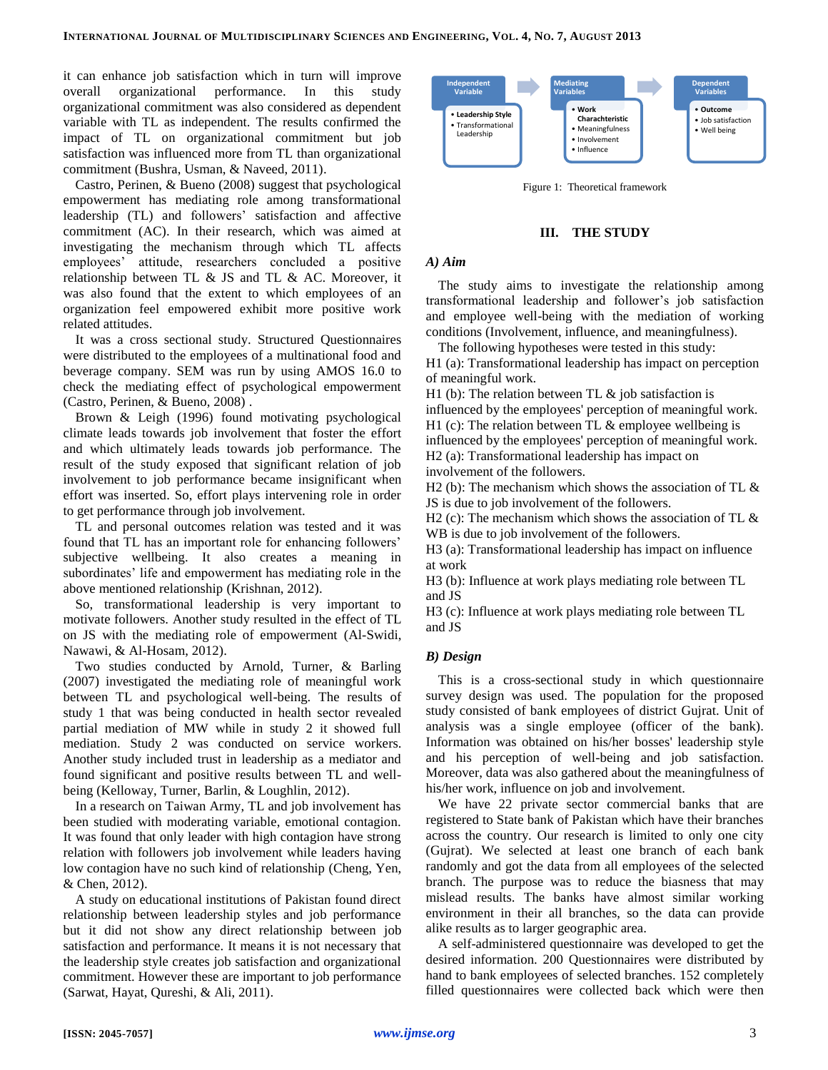it can enhance job satisfaction which in turn will improve overall organizational performance. In this study organizational commitment was also considered as dependent variable with TL as independent. The results confirmed the impact of TL on organizational commitment but job satisfaction was influenced more from TL than organizational commitment (Bushra, Usman, & Naveed, 2011).

Castro, Perinen, & Bueno (2008) suggest that psychological empowerment has mediating role among transformational leadership (TL) and followers' satisfaction and affective commitment (AC). In their research, which was aimed at investigating the mechanism through which TL affects employees' attitude, researchers concluded a positive relationship between TL & JS and TL & AC. Moreover, it was also found that the extent to which employees of an organization feel empowered exhibit more positive work related attitudes.

It was a cross sectional study. Structured Questionnaires were distributed to the employees of a multinational food and beverage company. SEM was run by using AMOS 16.0 to check the mediating effect of psychological empowerment (Castro, Perinen, & Bueno, 2008) .

Brown & Leigh (1996) found motivating psychological climate leads towards job involvement that foster the effort and which ultimately leads towards job performance. The result of the study exposed that significant relation of job involvement to job performance became insignificant when effort was inserted. So, effort plays intervening role in order to get performance through job involvement.

TL and personal outcomes relation was tested and it was found that TL has an important role for enhancing followers' subjective wellbeing. It also creates a meaning in subordinates' life and empowerment has mediating role in the above mentioned relationship (Krishnan, 2012).

So, transformational leadership is very important to motivate followers. Another study resulted in the effect of TL on JS with the mediating role of empowerment (Al-Swidi, Nawawi, & Al-Hosam, 2012).

Two studies conducted by Arnold, Turner, & Barling (2007) investigated the mediating role of meaningful work between TL and psychological well-being. The results of study 1 that was being conducted in health sector revealed partial mediation of MW while in study 2 it showed full mediation. Study 2 was conducted on service workers. Another study included trust in leadership as a mediator and found significant and positive results between TL and well-being (Kelloway, Turner, Barlin, & Loughlin, 2012).

In a research on Taiwan Army, TL and job involvement has been studied with moderating variable, emotional contagion. It was found that only leader with high contagion have strong relation with followers job involvement while leaders having low contagion have no such kind of relationship (Cheng, Yen, & Chen, 2012).

A study on educational institutions of Pakistan found direct relationship between leadership styles and job performance but it did not show any direct relationship between job satisfaction and performance. It means it is not necessary that the leadership style creates job satisfaction and organizational commitment. However these are important to job performance (Sarwat, Hayat, Qureshi, & Ali, 2011).

| Independent Variable | Mediating Variables | Dependent Variables |
|---|---|---|
| • Leadership Style<br>• Transformational Leadership | • Work Charachteristic<br>• Meaningfulness<br>• Involvement<br>• Influence | • Outcome<br>• Job satisfaction<br>• Well being |

Figure 1: Theoretical framework

## III. THE STUDY

### A) Aim

The study aims to investigate the relationship among transformational leadership and follower's job satisfaction and employee well-being with the mediation of working conditions (Involvement, influence, and meaningfulness).

The following hypotheses were tested in this study:

H1 (a): Transformational leadership has impact on perception of meaningful work.

H1 (b): The relation between TL & job satisfaction is influenced by the employees' perception of meaningful work.

H1 (c): The relation between TL & employee wellbeing is influenced by the employees' perception of meaningful work.

H2 (a): Transformational leadership has impact on involvement of the followers.

H2 (b): The mechanism which shows the association of TL & JS is due to job involvement of the followers.

H2 (c): The mechanism which shows the association of TL & WB is due to job involvement of the followers.

H3 (a): Transformational leadership has impact on influence at work

H3 (b): Influence at work plays mediating role between TL and JS

H3 (c): Influence at work plays mediating role between TL and JS

### B) Design

This is a cross-sectional study in which questionnaire survey design was used. The population for the proposed study consisted of bank employees of district Gujrat. Unit of analysis was a single employee (officer of the bank). Information was obtained on his/her bosses' leadership style and his perception of well-being and job satisfaction. Moreover, data was also gathered about the meaningfulness of his/her work, influence on job and involvement.

We have 22 private sector commercial banks that are registered to State bank of Pakistan which have their branches across the country. Our research is limited to only one city (Gujrat). We selected at least one branch of each bank randomly and got the data from all employees of the selected branch. The purpose was to reduce the biasness that may mislead results. The banks have almost similar working environment in their all branches, so the data can provide alike results as to larger geographic area.

A self-administered questionnaire was developed to get the desired information. 200 Questionnaires were distributed by hand to bank employees of selected branches. 152 completely filled questionnaires were collected back which were then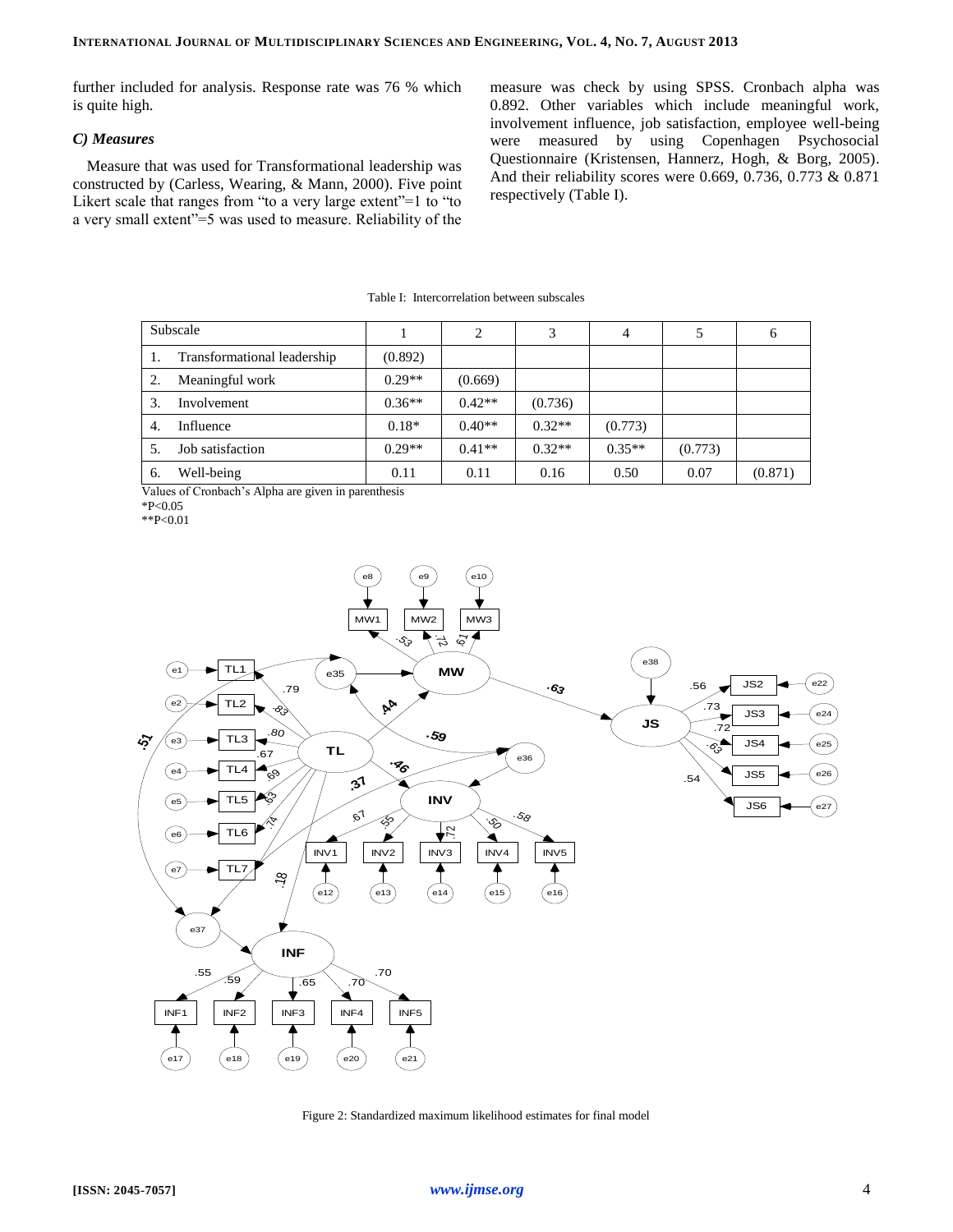further included for analysis. Response rate was 76 % which is quite high.

### *C) Measures*

Measure that was used for Transformational leadership was constructed by (Carless, Wearing, & Mann, 2000). Five point Likert scale that ranges from "to a very large extent"=1 to "to a very small extent"=5 was used to measure. Reliability of the measure was check by using SPSS. Cronbach alpha was 0.892. Other variables which include meaningful work, involvement influence, job satisfaction, employee well-being were measured by using Copenhagen Psychosocial Questionnaire (Kristensen, Hannerz, Hogh, & Borg, 2005). And their reliability scores were 0.669, 0.736, 0.773 & 0.871 respectively (Table I).

Table I: Intercorrelation between subscales

| Subscale | 1 | 2 | 3 | 4 | 5 | 6 |
|---|---|---|---|---|---|---|
| 1. Transformational leadership | (0.892) | | | | | |
| 2. Meaningful work | 0.29** | (0.669) | | | | |
| 3. Involvement | 0.36** | 0.42** | (0.736) | | | |
| 4. Influence | 0.18* | 0.40** | 0.32** | (0.773) | | |
| 5. Job satisfaction | 0.29** | 0.41** | 0.32** | 0.35** | (0.773) | |
| 6. Well-being | 0.11 | 0.11 | 0.16 | 0.50 | 0.07 | (0.871) |

Values of Cronbach's Alpha are given in parenthesis
*P<0.05
**P<0.01

Figure 2: Standardized maximum likelihood estimates for final model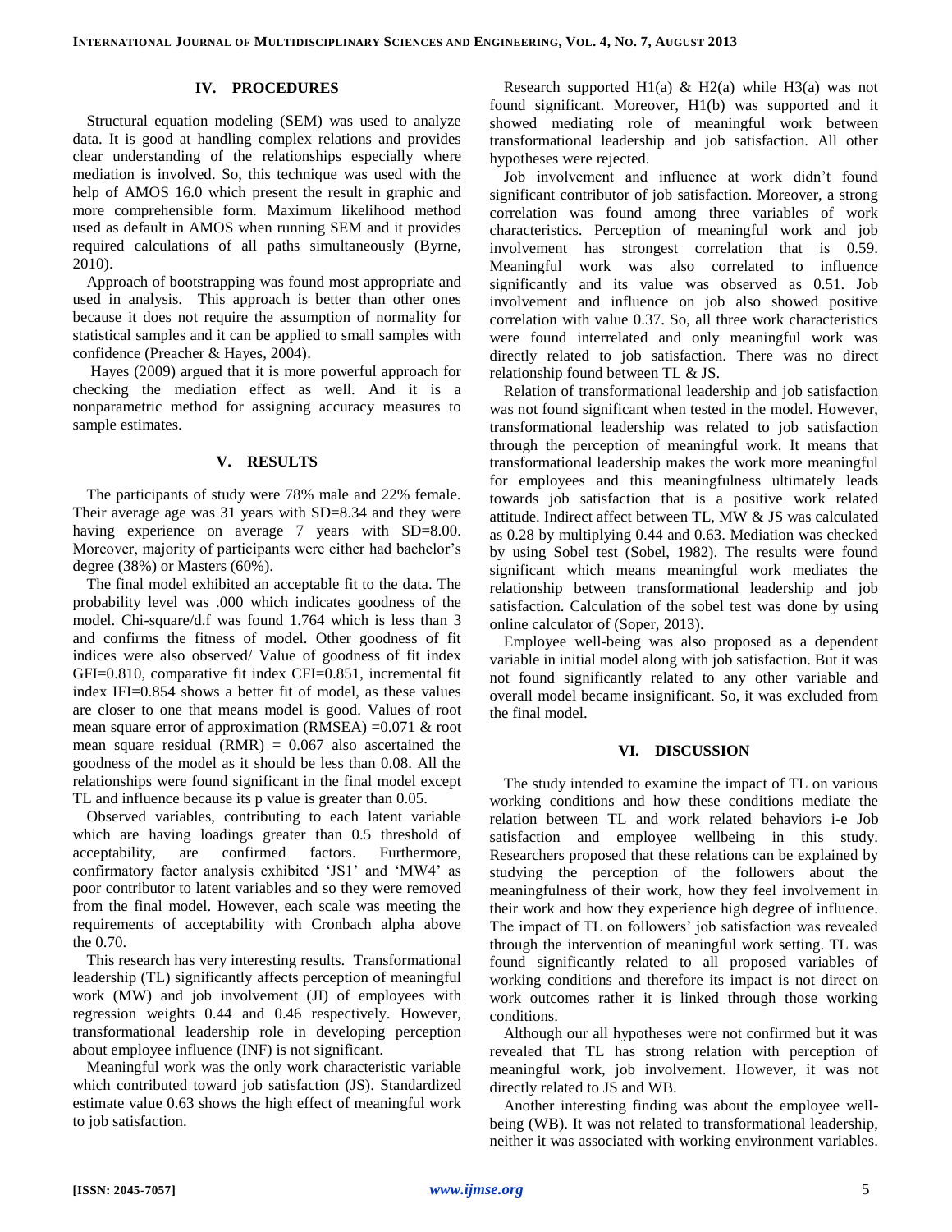## IV. PROCEDURES

Structural equation modeling (SEM) was used to analyze data. It is good at handling complex relations and provides clear understanding of the relationships especially where mediation is involved. So, this technique was used with the help of AMOS 16.0 which present the result in graphic and more comprehensible form. Maximum likelihood method used as default in AMOS when running SEM and it provides required calculations of all paths simultaneously (Byrne, 2010).

Approach of bootstrapping was found most appropriate and used in analysis. This approach is better than other ones because it does not require the assumption of normality for statistical samples and it can be applied to small samples with confidence (Preacher & Hayes, 2004).

Hayes (2009) argued that it is more powerful approach for checking the mediation effect as well. And it is a nonparametric method for assigning accuracy measures to sample estimates.

## V. RESULTS

The participants of study were 78% male and 22% female. Their average age was 31 years with SD=8.34 and they were having experience on average 7 years with SD=8.00. Moreover, majority of participants were either had bachelor's degree (38%) or Masters (60%).

The final model exhibited an acceptable fit to the data. The probability level was .000 which indicates goodness of the model. Chi-square/d.f was found 1.764 which is less than 3 and confirms the fitness of model. Other goodness of fit indices were also observed/ Value of goodness of fit index GFI=0.810, comparative fit index CFI=0.851, incremental fit index IFI=0.854 shows a better fit of model, as these values are closer to one that means model is good. Values of root mean square error of approximation (RMSEA) =0.071 & root mean square residual (RMR) = 0.067 also ascertained the goodness of the model as it should be less than 0.08. All the relationships were found significant in the final model except TL and influence because its p value is greater than 0.05.

Observed variables, contributing to each latent variable which are having loadings greater than 0.5 threshold of acceptability, are confirmed factors. Furthermore, confirmatory factor analysis exhibited 'JS1' and 'MW4' as poor contributor to latent variables and so they were removed from the final model. However, each scale was meeting the requirements of acceptability with Cronbach alpha above the 0.70.

This research has very interesting results. Transformational leadership (TL) significantly affects perception of meaningful work (MW) and job involvement (JI) of employees with regression weights 0.44 and 0.46 respectively. However, transformational leadership role in developing perception about employee influence (INF) is not significant.

Meaningful work was the only work characteristic variable which contributed toward job satisfaction (JS). Standardized estimate value 0.63 shows the high effect of meaningful work to job satisfaction.

Research supported H1(a) & H2(a) while H3(a) was not found significant. Moreover, H1(b) was supported and it showed mediating role of meaningful work between transformational leadership and job satisfaction. All other hypotheses were rejected.

Job involvement and influence at work didn't found significant contributor of job satisfaction. Moreover, a strong correlation was found among three variables of work characteristics. Perception of meaningful work and job involvement has strongest correlation that is 0.59. Meaningful work was also correlated to influence significantly and its value was observed as 0.51. Job involvement and influence on job also showed positive correlation with value 0.37. So, all three work characteristics were found interrelated and only meaningful work was directly related to job satisfaction. There was no direct relationship found between TL & JS.

Relation of transformational leadership and job satisfaction was not found significant when tested in the model. However, transformational leadership was related to job satisfaction through the perception of meaningful work. It means that transformational leadership makes the work more meaningful for employees and this meaningfulness ultimately leads towards job satisfaction that is a positive work related attitude. Indirect affect between TL, MW & JS was calculated as 0.28 by multiplying 0.44 and 0.63. Mediation was checked by using Sobel test (Sobel, 1982). The results were found significant which means meaningful work mediates the relationship between transformational leadership and job satisfaction. Calculation of the sobel test was done by using online calculator of (Soper, 2013).

Employee well-being was also proposed as a dependent variable in initial model along with job satisfaction. But it was not found significantly related to any other variable and overall model became insignificant. So, it was excluded from the final model.

## VI. DISCUSSION

The study intended to examine the impact of TL on various working conditions and how these conditions mediate the relation between TL and work related behaviors i-e Job satisfaction and employee wellbeing in this study. Researchers proposed that these relations can be explained by studying the perception of the followers about the meaningfulness of their work, how they feel involvement in their work and how they experience high degree of influence. The impact of TL on followers' job satisfaction was revealed through the intervention of meaningful work setting. TL was found significantly related to all proposed variables of working conditions and therefore its impact is not direct on work outcomes rather it is linked through those working conditions.

Although our all hypotheses were not confirmed but it was revealed that TL has strong relation with perception of meaningful work, job involvement. However, it was not directly related to JS and WB.

Another interesting finding was about the employee well-being (WB). It was not related to transformational leadership, neither it was associated with working environment variables.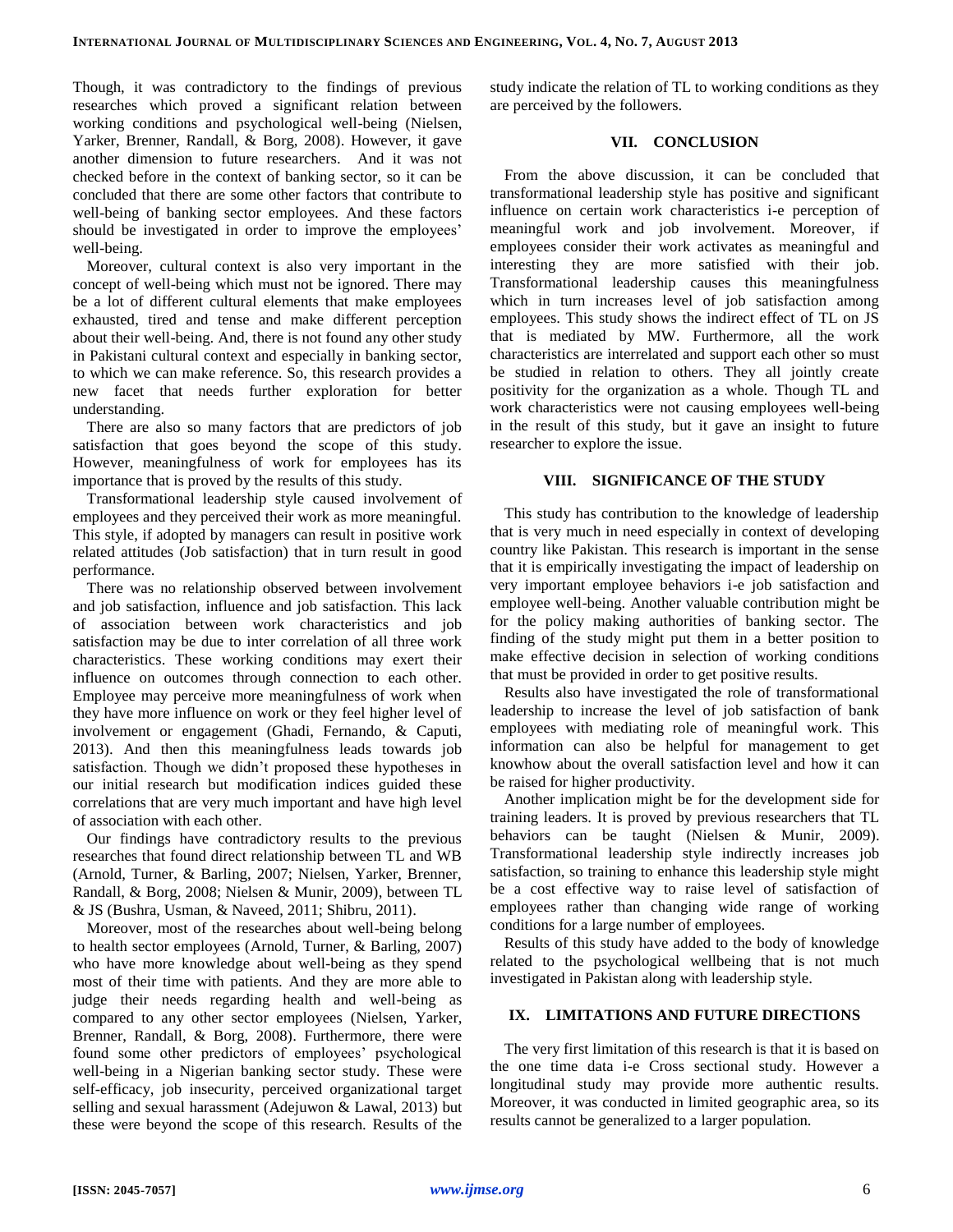Though, it was contradictory to the findings of previous researches which proved a significant relation between working conditions and psychological well-being (Nielsen, Yarker, Brenner, Randall, & Borg, 2008). However, it gave another dimension to future researchers. And it was not checked before in the context of banking sector, so it can be concluded that there are some other factors that contribute to well-being of banking sector employees. And these factors should be investigated in order to improve the employees' well-being.

Moreover, cultural context is also very important in the concept of well-being which must not be ignored. There may be a lot of different cultural elements that make employees exhausted, tired and tense and make different perception about their well-being. And, there is not found any other study in Pakistani cultural context and especially in banking sector, to which we can make reference. So, this research provides a new facet that needs further exploration for better understanding.

There are also so many factors that are predictors of job satisfaction that goes beyond the scope of this study. However, meaningfulness of work for employees has its importance that is proved by the results of this study.

Transformational leadership style caused involvement of employees and they perceived their work as more meaningful. This style, if adopted by managers can result in positive work related attitudes (Job satisfaction) that in turn result in good performance.

There was no relationship observed between involvement and job satisfaction, influence and job satisfaction. This lack of association between work characteristics and job satisfaction may be due to inter correlation of all three work characteristics. These working conditions may exert their influence on outcomes through connection to each other. Employee may perceive more meaningfulness of work when they have more influence on work or they feel higher level of involvement or engagement (Ghadi, Fernando, & Caputi, 2013). And then this meaningfulness leads towards job satisfaction. Though we didn't proposed these hypotheses in our initial research but modification indices guided these correlations that are very much important and have high level of association with each other.

Our findings have contradictory results to the previous researches that found direct relationship between TL and WB (Arnold, Turner, & Barling, 2007; Nielsen, Yarker, Brenner, Randall, & Borg, 2008; Nielsen & Munir, 2009), between TL & JS (Bushra, Usman, & Naveed, 2011; Shibru, 2011).

Moreover, most of the researches about well-being belong to health sector employees (Arnold, Turner, & Barling, 2007) who have more knowledge about well-being as they spend most of their time with patients. And they are more able to judge their needs regarding health and well-being as compared to any other sector employees (Nielsen, Yarker, Brenner, Randall, & Borg, 2008). Furthermore, there were found some other predictors of employees' psychological well-being in a Nigerian banking sector study. These were self-efficacy, job insecurity, perceived organizational target selling and sexual harassment (Adejuwon & Lawal, 2013) but these were beyond the scope of this research. Results of the study indicate the relation of TL to working conditions as they are perceived by the followers.

## VII. CONCLUSION

From the above discussion, it can be concluded that transformational leadership style has positive and significant influence on certain work characteristics i-e perception of meaningful work and job involvement. Moreover, if employees consider their work activates as meaningful and interesting they are more satisfied with their job. Transformational leadership causes this meaningfulness which in turn increases level of job satisfaction among employees. This study shows the indirect effect of TL on JS that is mediated by MW. Furthermore, all the work characteristics are interrelated and support each other so must be studied in relation to others. They all jointly create positivity for the organization as a whole. Though TL and work characteristics were not causing employees well-being in the result of this study, but it gave an insight to future researcher to explore the issue.

## VIII. SIGNIFICANCE OF THE STUDY

This study has contribution to the knowledge of leadership that is very much in need especially in context of developing country like Pakistan. This research is important in the sense that it is empirically investigating the impact of leadership on very important employee behaviors i-e job satisfaction and employee well-being. Another valuable contribution might be for the policy making authorities of banking sector. The finding of the study might put them in a better position to make effective decision in selection of working conditions that must be provided in order to get positive results.

Results also have investigated the role of transformational leadership to increase the level of job satisfaction of bank employees with mediating role of meaningful work. This information can also be helpful for management to get knowhow about the overall satisfaction level and how it can be raised for higher productivity.

Another implication might be for the development side for training leaders. It is proved by previous researchers that TL behaviors can be taught (Nielsen & Munir, 2009). Transformational leadership style indirectly increases job satisfaction, so training to enhance this leadership style might be a cost effective way to raise level of satisfaction of employees rather than changing wide range of working conditions for a large number of employees.

Results of this study have added to the body of knowledge related to the psychological wellbeing that is not much investigated in Pakistan along with leadership style.

## IX. LIMITATIONS AND FUTURE DIRECTIONS

The very first limitation of this research is that it is based on the one time data i-e Cross sectional study. However a longitudinal study may provide more authentic results. Moreover, it was conducted in limited geographic area, so its results cannot be generalized to a larger population.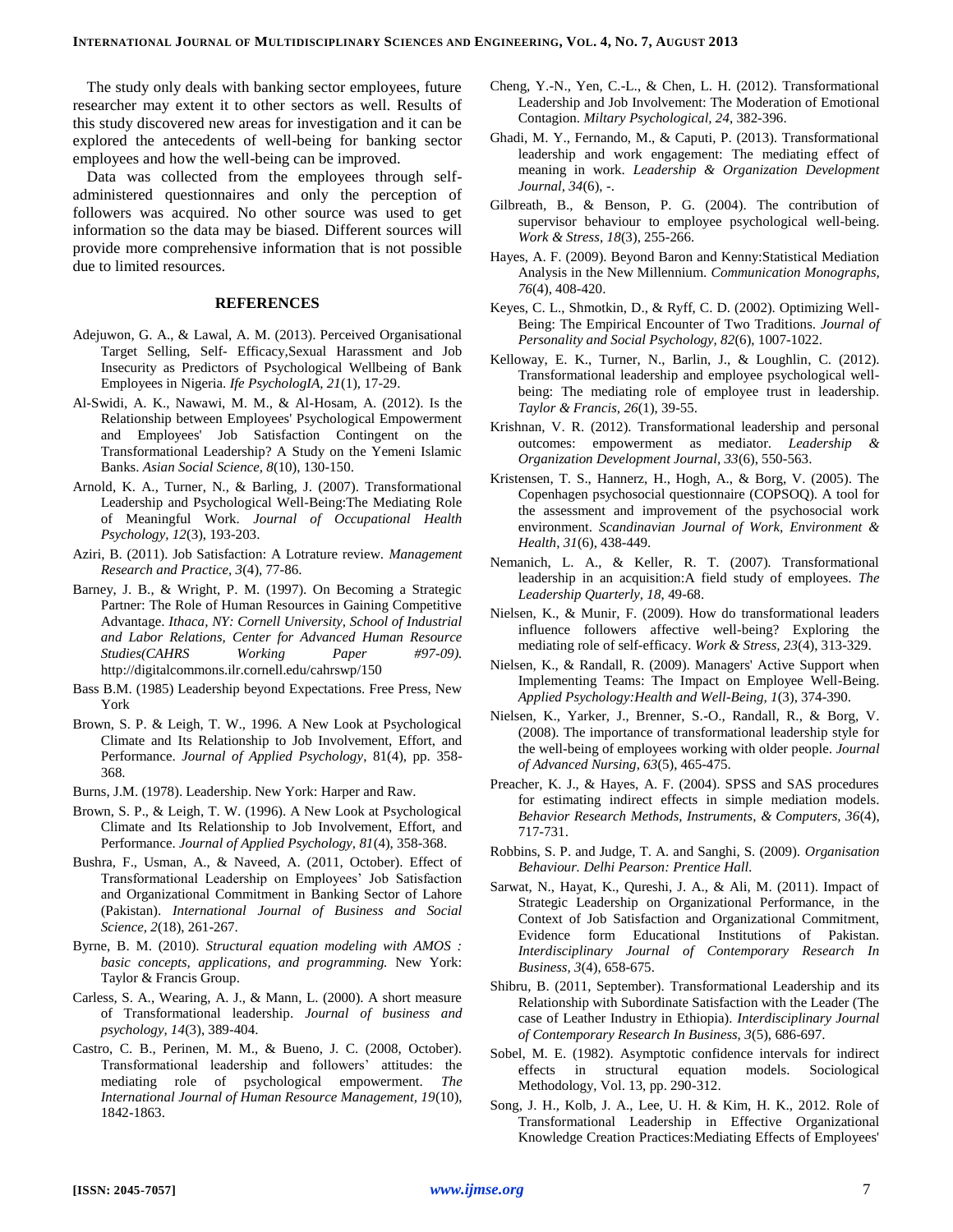The study only deals with banking sector employees, future researcher may extent it to other sectors as well. Results of this study discovered new areas for investigation and it can be explored the antecedents of well-being for banking sector employees and how the well-being can be improved.

Data was collected from the employees through self-administered questionnaires and only the perception of followers was acquired. No other source was used to get information so the data may be biased. Different sources will provide more comprehensive information that is not possible due to limited resources.

## REFERENCES

Adejuwon, G. A., & Lawal, A. M. (2013). Perceived Organisational Target Selling, Self- Efficacy,Sexual Harassment and Job Insecurity as Predictors of Psychological Wellbeing of Bank Employees in Nigeria. *Ife PsychologIA, 21*(1), 17-29.

Al-Swidi, A. K., Nawawi, M. M., & Al-Hosam, A. (2012). Is the Relationship between Employees' Psychological Empowerment and Employees' Job Satisfaction Contingent on the Transformational Leadership? A Study on the Yemeni Islamic Banks. *Asian Social Science, 8*(10), 130-150.

Arnold, K. A., Turner, N., & Barling, J. (2007). Transformational Leadership and Psychological Well-Being:The Mediating Role of Meaningful Work. *Journal of Occupational Health Psychology, 12*(3), 193-203.

Aziri, B. (2011). Job Satisfaction: A Lotrature review. *Management Research and Practice, 3*(4), 77-86.

Barney, J. B., & Wright, P. M. (1997). On Becoming a Strategic Partner: The Role of Human Resources in Gaining Competitive Advantage. *Ithaca, NY: Cornell University, School of Industrial and Labor Relations, Center for Advanced Human Resource Studies(CAHRS Working Paper #97-09).* http://digitalcommons.ilr.cornell.edu/cahrswp/150

Bass B.M. (1985) Leadership beyond Expectations. Free Press, New York

Brown, S. P. & Leigh, T. W., 1996. A New Look at Psychological Climate and Its Relationship to Job Involvement, Effort, and Performance. *Journal of Applied Psychology*, 81(4), pp. 358-368.

Burns, J.M. (1978). Leadership. New York: Harper and Raw.

Brown, S. P., & Leigh, T. W. (1996). A New Look at Psychological Climate and Its Relationship to Job Involvement, Effort, and Performance. *Journal of Applied Psychology, 81*(4), 358-368.

Bushra, F., Usman, A., & Naveed, A. (2011, October). Effect of Transformational Leadership on Employees' Job Satisfaction and Organizational Commitment in Banking Sector of Lahore (Pakistan). *International Journal of Business and Social Science, 2*(18), 261-267.

Byrne, B. M. (2010). *Structural equation modeling with AMOS : basic concepts, applications, and programming.* New York: Taylor & Francis Group.

Carless, S. A., Wearing, A. J., & Mann, L. (2000). A short measure of Transformational leadership. *Journal of business and psychology, 14*(3), 389-404.

Castro, C. B., Perinen, M. M., & Bueno, J. C. (2008, October). Transformational leadership and followers' attitudes: the mediating role of psychological empowerment. *The International Journal of Human Resource Management, 19*(10), 1842-1863.

Cheng, Y.-N., Yen, C.-L., & Chen, L. H. (2012). Transformational Leadership and Job Involvement: The Moderation of Emotional Contagion. *Miltary Psychological, 24*, 382-396.

Ghadi, M. Y., Fernando, M., & Caputi, P. (2013). Transformational leadership and work engagement: The mediating effect of meaning in work. *Leadership & Organization Development Journal, 34*(6), -.

Gilbreath, B., & Benson, P. G. (2004). The contribution of supervisor behaviour to employee psychological well-being. *Work & Stress, 18*(3), 255-266.

Hayes, A. F. (2009). Beyond Baron and Kenny:Statistical Mediation Analysis in the New Millennium. *Communication Monographs, 76*(4), 408-420.

Keyes, C. L., Shmotkin, D., & Ryff, C. D. (2002). Optimizing Well-Being: The Empirical Encounter of Two Traditions. *Journal of Personality and Social Psychology, 82*(6), 1007-1022.

Kelloway, E. K., Turner, N., Barlin, J., & Loughlin, C. (2012). Transformational leadership and employee psychological well-being: The mediating role of employee trust in leadership. *Taylor & Francis, 26*(1), 39-55.

Krishnan, V. R. (2012). Transformational leadership and personal outcomes: empowerment as mediator. *Leadership & Organization Development Journal, 33*(6), 550-563.

Kristensen, T. S., Hannerz, H., Hogh, A., & Borg, V. (2005). The Copenhagen psychosocial questionnaire (COPSOQ). A tool for the assessment and improvement of the psychosocial work environment. *Scandinavian Journal of Work, Environment & Health, 31*(6), 438-449.

Nemanich, L. A., & Keller, R. T. (2007). Transformational leadership in an acquisition:A field study of employees. *The Leadership Quarterly, 18*, 49-68.

Nielsen, K., & Munir, F. (2009). How do transformational leaders influence followers affective well-being? Exploring the mediating role of self-efficacy. *Work & Stress, 23*(4), 313-329.

Nielsen, K., & Randall, R. (2009). Managers' Active Support when Implementing Teams: The Impact on Employee Well-Being. *Applied Psychology:Health and Well-Being, 1*(3), 374-390.

Nielsen, K., Yarker, J., Brenner, S.-O., Randall, R., & Borg, V. (2008). The importance of transformational leadership style for the well-being of employees working with older people. *Journal of Advanced Nursing, 63*(5), 465-475.

Preacher, K. J., & Hayes, A. F. (2004). SPSS and SAS procedures for estimating indirect effects in simple mediation models. *Behavior Research Methods, Instruments, & Computers, 36*(4), 717-731.

Robbins, S. P. and Judge, T. A. and Sanghi, S. (2009). *Organisation Behaviour. Delhi Pearson: Prentice Hall.*

Sarwat, N., Hayat, K., Qureshi, J. A., & Ali, M. (2011). Impact of Strategic Leadership on Organizational Performance, in the Context of Job Satisfaction and Organizational Commitment, Evidence form Educational Institutions of Pakistan. *Interdisciplinary Journal of Contemporary Research In Business, 3*(4), 658-675.

Shibru, B. (2011, September). Transformational Leadership and its Relationship with Subordinate Satisfaction with the Leader (The case of Leather Industry in Ethiopia). *Interdisciplinary Journal of Contemporary Research In Business, 3*(5), 686-697.

Sobel, M. E. (1982). Asymptotic confidence intervals for indirect effects in structural equation models. Sociological Methodology, Vol. 13, pp. 290-312.

Song, J. H., Kolb, J. A., Lee, U. H. & Kim, H. K., 2012. Role of Transformational Leadership in Effective Organizational Knowledge Creation Practices:Mediating Effects of Employees'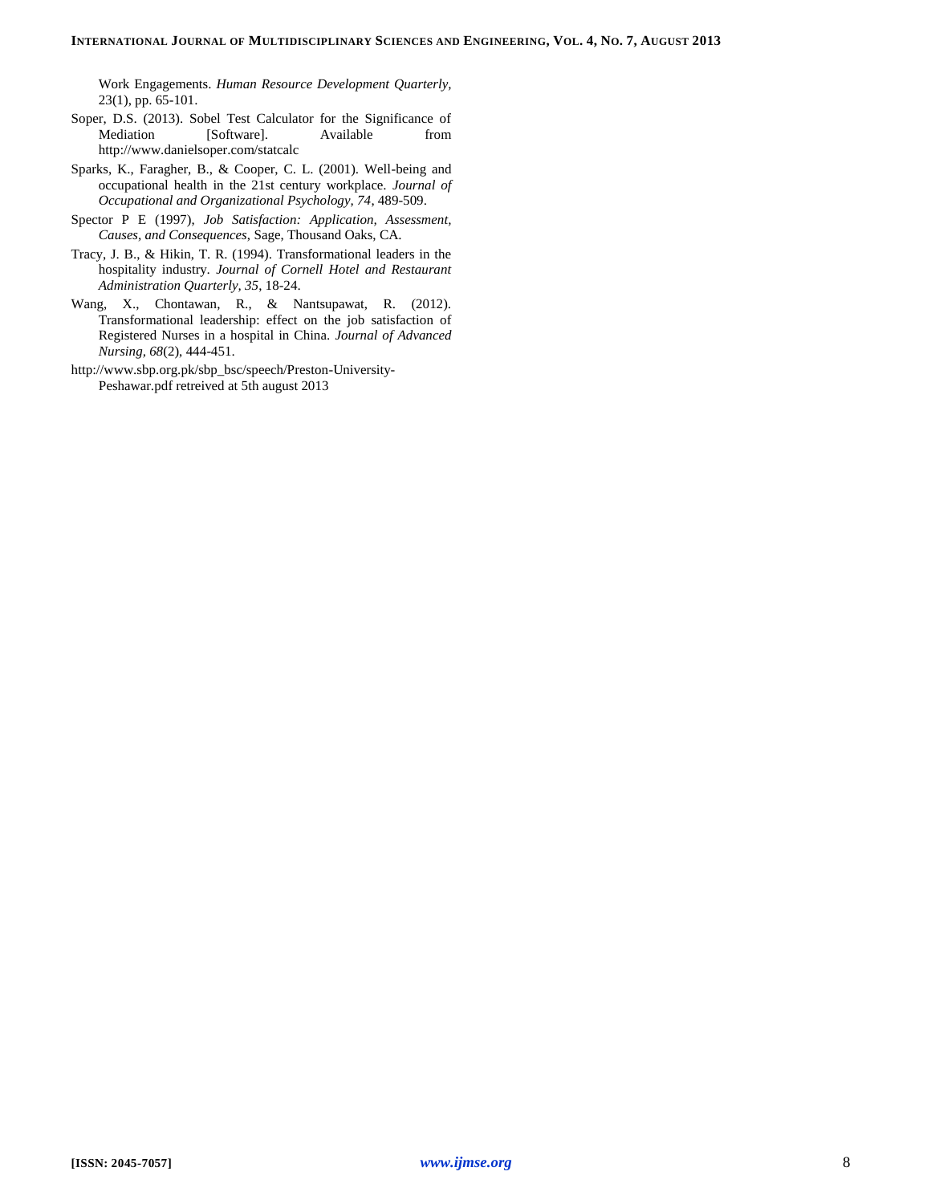Work Engagements. *Human Resource Development Quarterly,* 23(1), pp. 65-101.

Soper, D.S. (2013). Sobel Test Calculator for the Significance of Mediation [Software]. Available from http://www.danielsoper.com/statcalc

Sparks, K., Faragher, B., & Cooper, C. L. (2001). Well-being and occupational health in the 21st century workplace. *Journal of Occupational and Organizational Psychology, 74*, 489-509.

Spector P E (1997), *Job Satisfaction: Application, Assessment, Causes, and Consequences*, Sage, Thousand Oaks, CA.

Tracy, J. B., & Hikin, T. R. (1994). Transformational leaders in the hospitality industry. *Journal of Cornell Hotel and Restaurant Administration Quarterly, 35*, 18-24.

Wang, X., Chontawan, R., & Nantsupawat, R. (2012). Transformational leadership: effect on the job satisfaction of Registered Nurses in a hospital in China. *Journal of Advanced Nursing, 68*(2), 444-451.

http://www.sbp.org.pk/sbp_bsc/speech/Preston-University-Peshawar.pdf retreived at 5th august 2013